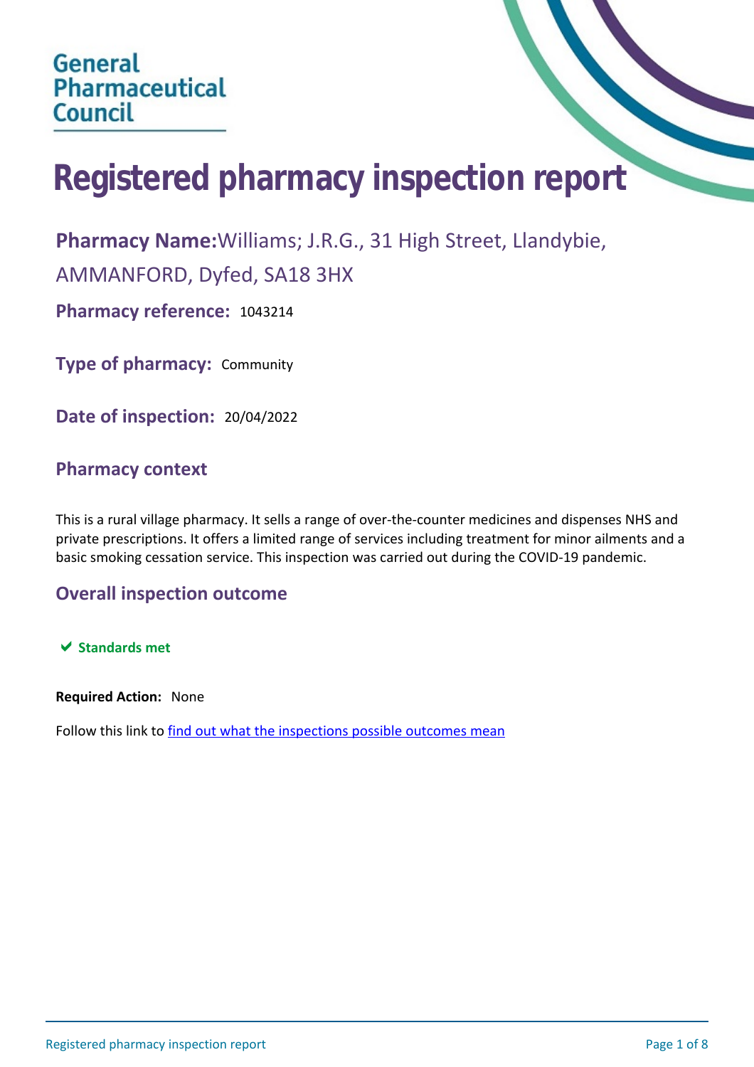General Pharmaceutical Council

# Registered pharmacy inspection report

**Pharmacy Name:** Williams; J.R.G., 31 High Street, Llandybie, AMMANFORD, Dyfed, SA18 3HX

**Pharmacy reference:** 1043214

**Type of pharmacy:** Community

**Date of inspection:** 20/04/2022

## Pharmacy context

This is a rural village pharmacy. It sells a range of over-the-counter medicines and dispenses NHS and private prescriptions. It offers a limited range of services including treatment for minor ailments and a basic smoking cessation service. This inspection was carried out during the COVID-19 pandemic.

## Overall inspection outcome

✔ **Standards met**

**Required Action:** None

Follow this link to find out what the inspections possible outcomes mean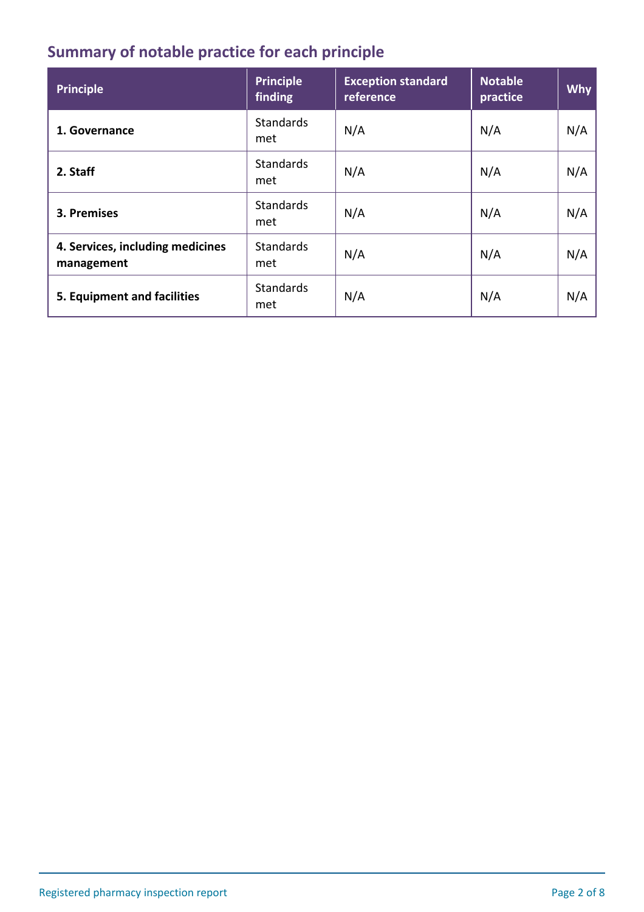## Summary of notable practice for each principle

| Principle | Principle finding | Exception standard reference | Notable practice | Why |
|---|---|---|---|---|
| **1. Governance** | Standards met | N/A | N/A | N/A |
| **2. Staff** | Standards met | N/A | N/A | N/A |
| **3. Premises** | Standards met | N/A | N/A | N/A |
| **4. Services, including medicines management** | Standards met | N/A | N/A | N/A |
| **5. Equipment and facilities** | Standards met | N/A | N/A | N/A |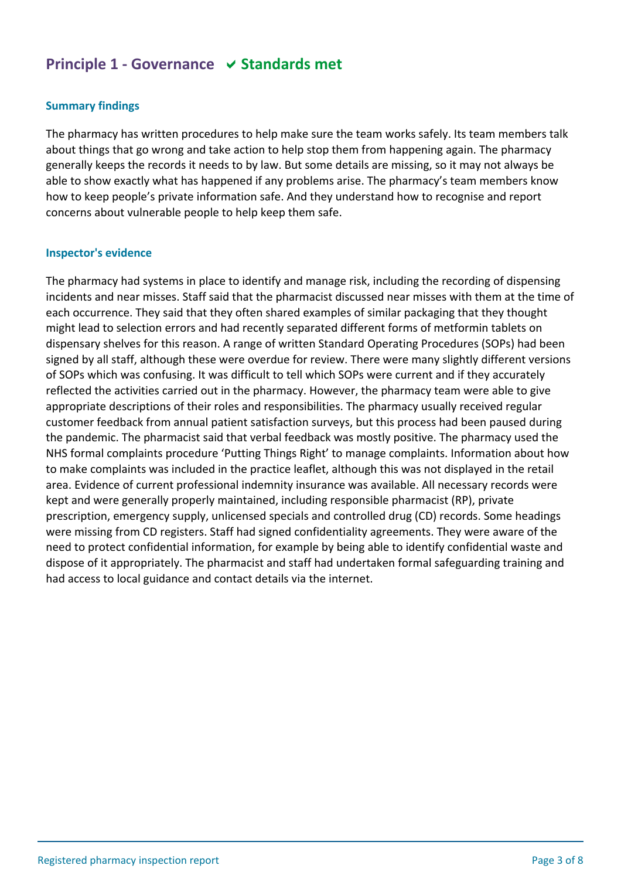## Principle 1 - Governance ✔ Standards met

### Summary findings

The pharmacy has written procedures to help make sure the team works safely. Its team members talk about things that go wrong and take action to help stop them from happening again. The pharmacy generally keeps the records it needs to by law. But some details are missing, so it may not always be able to show exactly what has happened if any problems arise. The pharmacy's team members know how to keep people's private information safe. And they understand how to recognise and report concerns about vulnerable people to help keep them safe.

### Inspector's evidence

The pharmacy had systems in place to identify and manage risk, including the recording of dispensing incidents and near misses. Staff said that the pharmacist discussed near misses with them at the time of each occurrence. They said that they often shared examples of similar packaging that they thought might lead to selection errors and had recently separated different forms of metformin tablets on dispensary shelves for this reason. A range of written Standard Operating Procedures (SOPs) had been signed by all staff, although these were overdue for review. There were many slightly different versions of SOPs which was confusing. It was difficult to tell which SOPs were current and if they accurately reflected the activities carried out in the pharmacy. However, the pharmacy team were able to give appropriate descriptions of their roles and responsibilities. The pharmacy usually received regular customer feedback from annual patient satisfaction surveys, but this process had been paused during the pandemic. The pharmacist said that verbal feedback was mostly positive. The pharmacy used the NHS formal complaints procedure 'Putting Things Right' to manage complaints. Information about how to make complaints was included in the practice leaflet, although this was not displayed in the retail area. Evidence of current professional indemnity insurance was available. All necessary records were kept and were generally properly maintained, including responsible pharmacist (RP), private prescription, emergency supply, unlicensed specials and controlled drug (CD) records. Some headings were missing from CD registers. Staff had signed confidentiality agreements. They were aware of the need to protect confidential information, for example by being able to identify confidential waste and dispose of it appropriately. The pharmacist and staff had undertaken formal safeguarding training and had access to local guidance and contact details via the internet.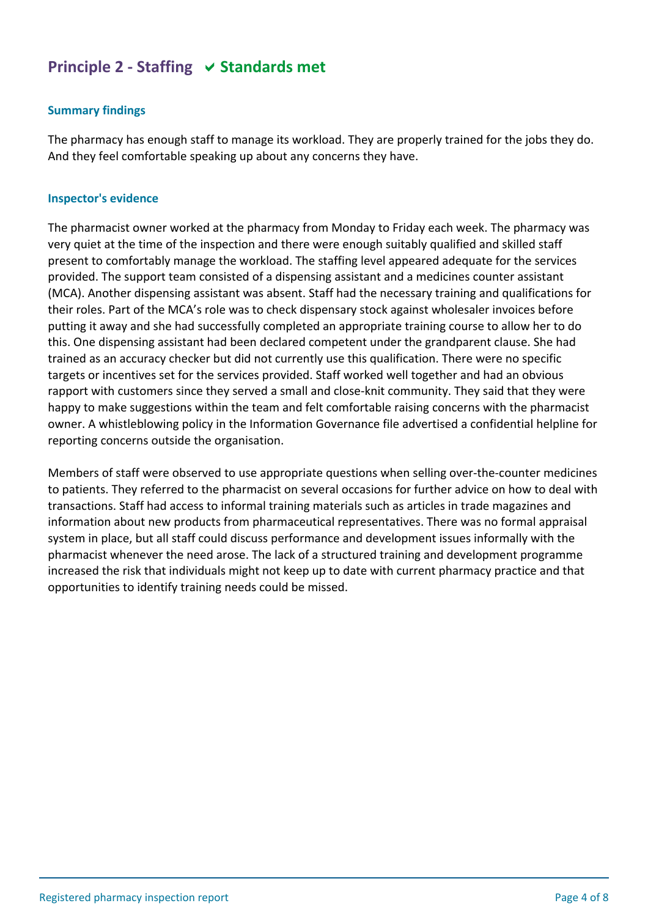## Principle 2 - Staffing ✔ Standards met

### Summary findings

The pharmacy has enough staff to manage its workload. They are properly trained for the jobs they do. And they feel comfortable speaking up about any concerns they have.

### Inspector's evidence

The pharmacist owner worked at the pharmacy from Monday to Friday each week. The pharmacy was very quiet at the time of the inspection and there were enough suitably qualified and skilled staff present to comfortably manage the workload. The staffing level appeared adequate for the services provided. The support team consisted of a dispensing assistant and a medicines counter assistant (MCA). Another dispensing assistant was absent. Staff had the necessary training and qualifications for their roles. Part of the MCA's role was to check dispensary stock against wholesaler invoices before putting it away and she had successfully completed an appropriate training course to allow her to do this. One dispensing assistant had been declared competent under the grandparent clause. She had trained as an accuracy checker but did not currently use this qualification. There were no specific targets or incentives set for the services provided. Staff worked well together and had an obvious rapport with customers since they served a small and close-knit community. They said that they were happy to make suggestions within the team and felt comfortable raising concerns with the pharmacist owner. A whistleblowing policy in the Information Governance file advertised a confidential helpline for reporting concerns outside the organisation.

Members of staff were observed to use appropriate questions when selling over-the-counter medicines to patients. They referred to the pharmacist on several occasions for further advice on how to deal with transactions. Staff had access to informal training materials such as articles in trade magazines and information about new products from pharmaceutical representatives. There was no formal appraisal system in place, but all staff could discuss performance and development issues informally with the pharmacist whenever the need arose. The lack of a structured training and development programme increased the risk that individuals might not keep up to date with current pharmacy practice and that opportunities to identify training needs could be missed.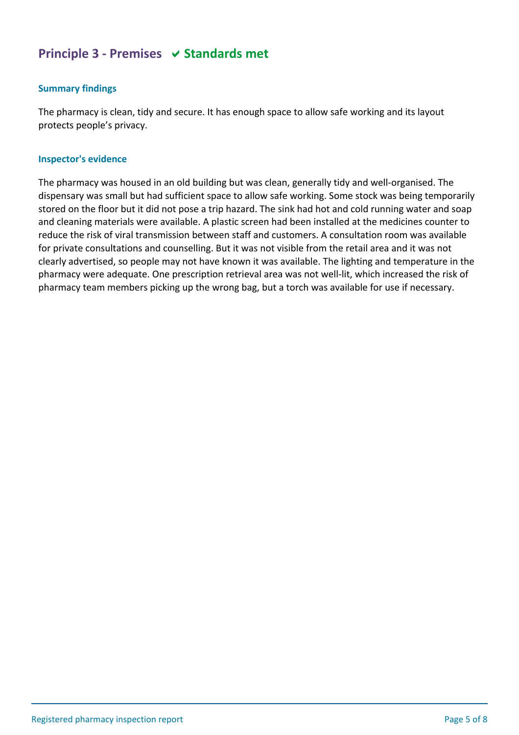## Principle 3 - Premises ✔ Standards met

### Summary findings

The pharmacy is clean, tidy and secure. It has enough space to allow safe working and its layout protects people's privacy.

### Inspector's evidence

The pharmacy was housed in an old building but was clean, generally tidy and well-organised. The dispensary was small but had sufficient space to allow safe working. Some stock was being temporarily stored on the floor but it did not pose a trip hazard. The sink had hot and cold running water and soap and cleaning materials were available. A plastic screen had been installed at the medicines counter to reduce the risk of viral transmission between staff and customers. A consultation room was available for private consultations and counselling. But it was not visible from the retail area and it was not clearly advertised, so people may not have known it was available. The lighting and temperature in the pharmacy were adequate. One prescription retrieval area was not well-lit, which increased the risk of pharmacy team members picking up the wrong bag, but a torch was available for use if necessary.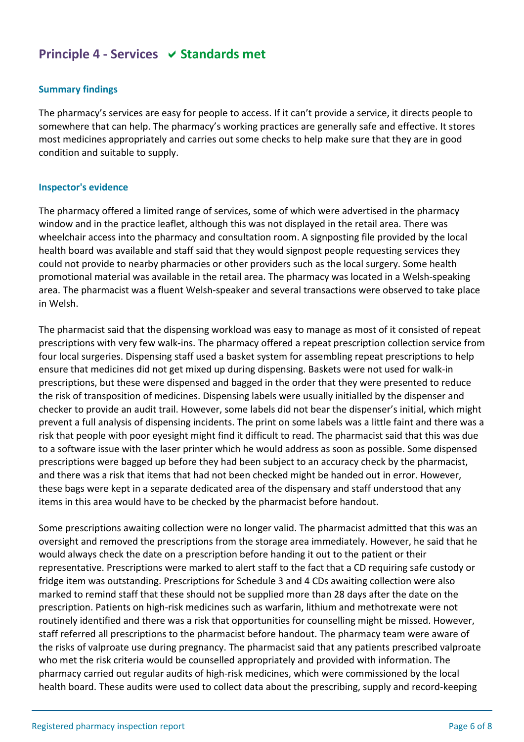## Principle 4 - Services ✔ Standards met

### Summary findings

The pharmacy's services are easy for people to access. If it can't provide a service, it directs people to somewhere that can help. The pharmacy's working practices are generally safe and effective. It stores most medicines appropriately and carries out some checks to help make sure that they are in good condition and suitable to supply.

### Inspector's evidence

The pharmacy offered a limited range of services, some of which were advertised in the pharmacy window and in the practice leaflet, although this was not displayed in the retail area. There was wheelchair access into the pharmacy and consultation room. A signposting file provided by the local health board was available and staff said that they would signpost people requesting services they could not provide to nearby pharmacies or other providers such as the local surgery. Some health promotional material was available in the retail area. The pharmacy was located in a Welsh-speaking area. The pharmacist was a fluent Welsh-speaker and several transactions were observed to take place in Welsh.

The pharmacist said that the dispensing workload was easy to manage as most of it consisted of repeat prescriptions with very few walk-ins. The pharmacy offered a repeat prescription collection service from four local surgeries. Dispensing staff used a basket system for assembling repeat prescriptions to help ensure that medicines did not get mixed up during dispensing. Baskets were not used for walk-in prescriptions, but these were dispensed and bagged in the order that they were presented to reduce the risk of transposition of medicines. Dispensing labels were usually initialled by the dispenser and checker to provide an audit trail. However, some labels did not bear the dispenser's initial, which might prevent a full analysis of dispensing incidents. The print on some labels was a little faint and there was a risk that people with poor eyesight might find it difficult to read. The pharmacist said that this was due to a software issue with the laser printer which he would address as soon as possible. Some dispensed prescriptions were bagged up before they had been subject to an accuracy check by the pharmacist, and there was a risk that items that had not been checked might be handed out in error. However, these bags were kept in a separate dedicated area of the dispensary and staff understood that any items in this area would have to be checked by the pharmacist before handout.

Some prescriptions awaiting collection were no longer valid. The pharmacist admitted that this was an oversight and removed the prescriptions from the storage area immediately. However, he said that he would always check the date on a prescription before handing it out to the patient or their representative. Prescriptions were marked to alert staff to the fact that a CD requiring safe custody or fridge item was outstanding. Prescriptions for Schedule 3 and 4 CDs awaiting collection were also marked to remind staff that these should not be supplied more than 28 days after the date on the prescription. Patients on high-risk medicines such as warfarin, lithium and methotrexate were not routinely identified and there was a risk that opportunities for counselling might be missed. However, staff referred all prescriptions to the pharmacist before handout. The pharmacy team were aware of the risks of valproate use during pregnancy. The pharmacist said that any patients prescribed valproate who met the risk criteria would be counselled appropriately and provided with information. The pharmacy carried out regular audits of high-risk medicines, which were commissioned by the local health board. These audits were used to collect data about the prescribing, supply and record-keeping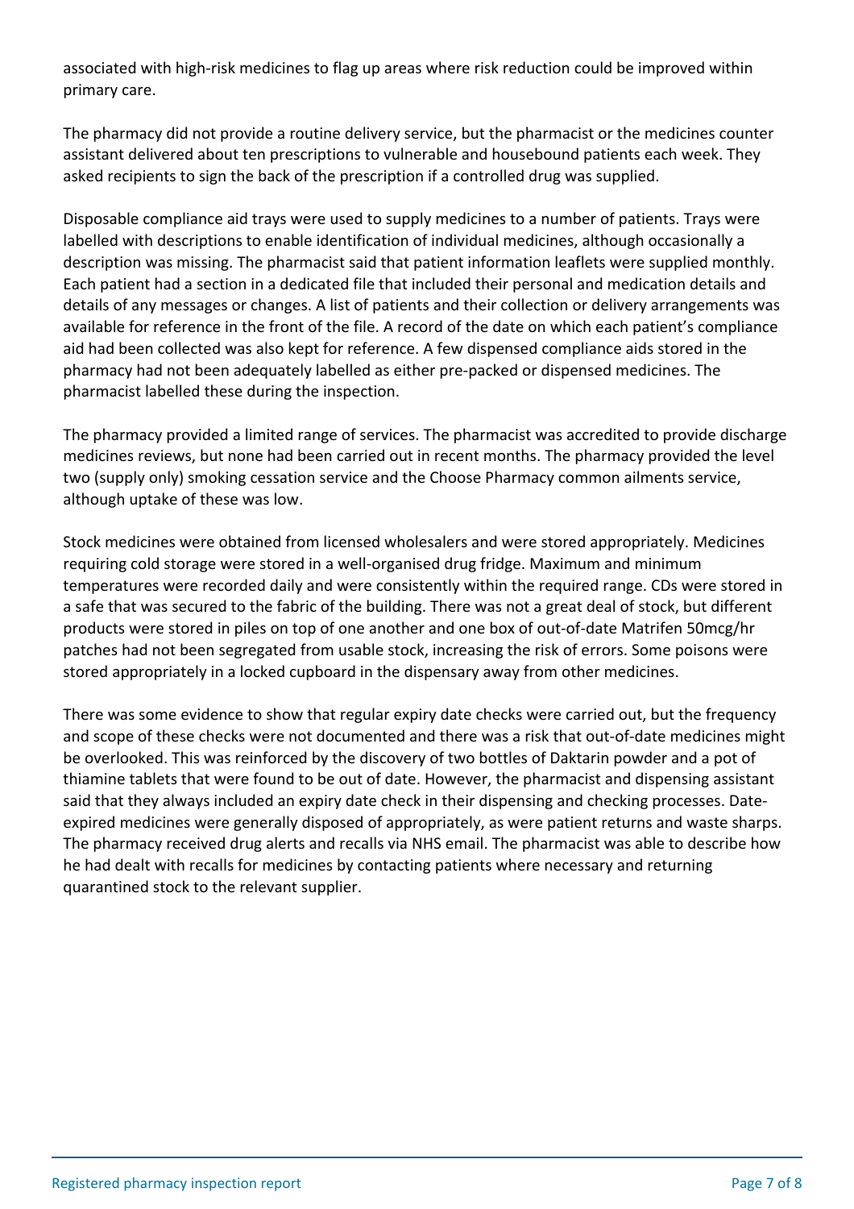associated with high-risk medicines to flag up areas where risk reduction could be improved within primary care.

The pharmacy did not provide a routine delivery service, but the pharmacist or the medicines counter assistant delivered about ten prescriptions to vulnerable and housebound patients each week. They asked recipients to sign the back of the prescription if a controlled drug was supplied.

Disposable compliance aid trays were used to supply medicines to a number of patients. Trays were labelled with descriptions to enable identification of individual medicines, although occasionally a description was missing. The pharmacist said that patient information leaflets were supplied monthly. Each patient had a section in a dedicated file that included their personal and medication details and details of any messages or changes. A list of patients and their collection or delivery arrangements was available for reference in the front of the file. A record of the date on which each patient's compliance aid had been collected was also kept for reference. A few dispensed compliance aids stored in the pharmacy had not been adequately labelled as either pre-packed or dispensed medicines. The pharmacist labelled these during the inspection.

The pharmacy provided a limited range of services. The pharmacist was accredited to provide discharge medicines reviews, but none had been carried out in recent months. The pharmacy provided the level two (supply only) smoking cessation service and the Choose Pharmacy common ailments service, although uptake of these was low.

Stock medicines were obtained from licensed wholesalers and were stored appropriately. Medicines requiring cold storage were stored in a well-organised drug fridge. Maximum and minimum temperatures were recorded daily and were consistently within the required range. CDs were stored in a safe that was secured to the fabric of the building. There was not a great deal of stock, but different products were stored in piles on top of one another and one box of out-of-date Matrifen 50mcg/hr patches had not been segregated from usable stock, increasing the risk of errors. Some poisons were stored appropriately in a locked cupboard in the dispensary away from other medicines.

There was some evidence to show that regular expiry date checks were carried out, but the frequency and scope of these checks were not documented and there was a risk that out-of-date medicines might be overlooked. This was reinforced by the discovery of two bottles of Daktarin powder and a pot of thiamine tablets that were found to be out of date. However, the pharmacist and dispensing assistant said that they always included an expiry date check in their dispensing and checking processes. Date-expired medicines were generally disposed of appropriately, as were patient returns and waste sharps. The pharmacy received drug alerts and recalls via NHS email. The pharmacist was able to describe how he had dealt with recalls for medicines by contacting patients where necessary and returning quarantined stock to the relevant supplier.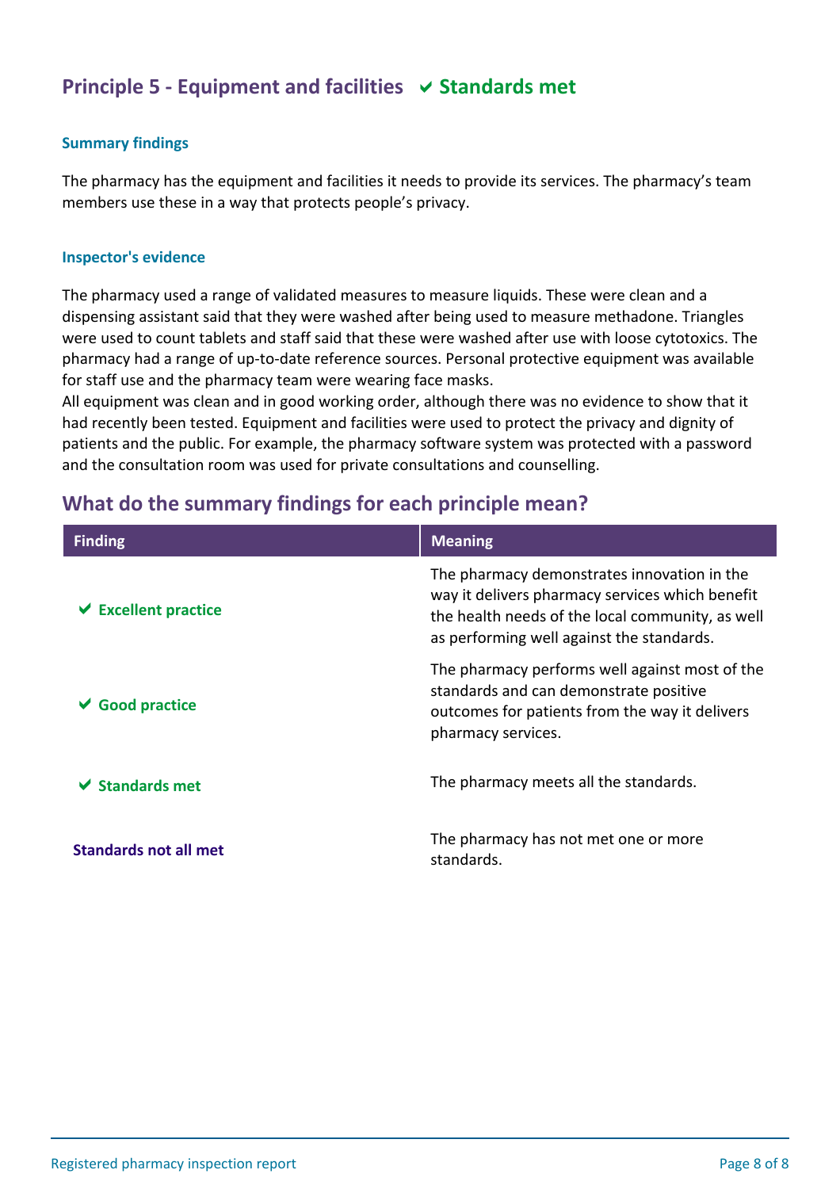## Principle 5 - Equipment and facilities ✔ Standards met

### Summary findings

The pharmacy has the equipment and facilities it needs to provide its services. The pharmacy's team members use these in a way that protects people's privacy.

### Inspector's evidence

The pharmacy used a range of validated measures to measure liquids. These were clean and a dispensing assistant said that they were washed after being used to measure methadone. Triangles were used to count tablets and staff said that these were washed after use with loose cytotoxics. The pharmacy had a range of up-to-date reference sources. Personal protective equipment was available for staff use and the pharmacy team were wearing face masks.

All equipment was clean and in good working order, although there was no evidence to show that it had recently been tested. Equipment and facilities were used to protect the privacy and dignity of patients and the public. For example, the pharmacy software system was protected with a password and the consultation room was used for private consultations and counselling.

## What do the summary findings for each principle mean?

| Finding | Meaning |
| --- | --- |
| ✔ Excellent practice | The pharmacy demonstrates innovation in the way it delivers pharmacy services which benefit the health needs of the local community, as well as performing well against the standards. |
| ✔ Good practice | The pharmacy performs well against most of the standards and can demonstrate positive outcomes for patients from the way it delivers pharmacy services. |
| ✔ Standards met | The pharmacy meets all the standards. |
| Standards not all met | The pharmacy has not met one or more standards. |